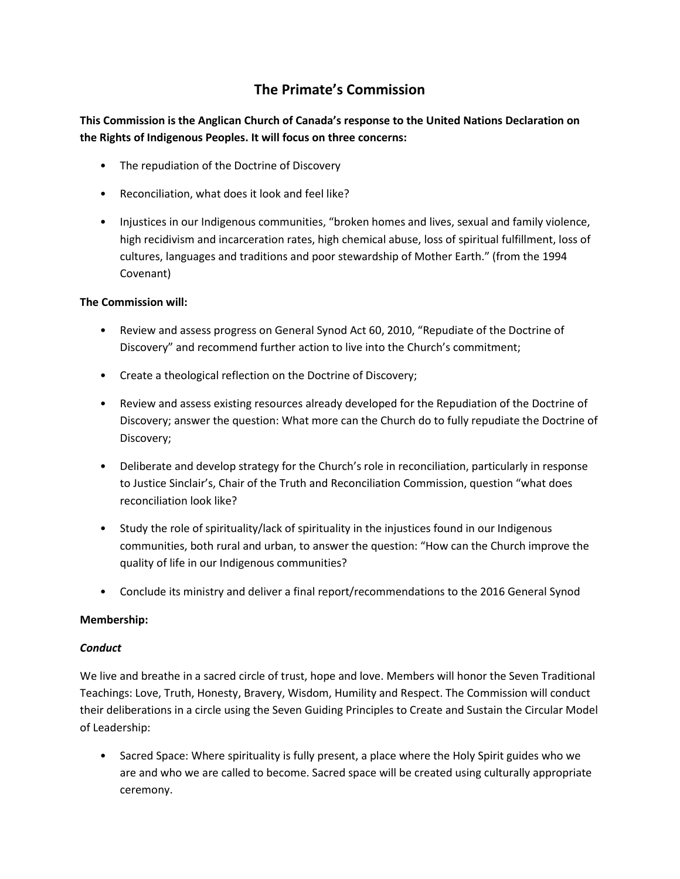# The Primate's Commission

**This Commission is the Anglican Church of Canada's response to the United Nations Declaration on the Rights of Indigenous Peoples. It will focus on three concerns:**

- The repudiation of the Doctrine of Discovery
- Reconciliation, what does it look and feel like?
- Injustices in our Indigenous communities, "broken homes and lives, sexual and family violence, high recidivism and incarceration rates, high chemical abuse, loss of spiritual fulfillment, loss of cultures, languages and traditions and poor stewardship of Mother Earth." (from the 1994 Covenant)

**The Commission will:**

- Review and assess progress on General Synod Act 60, 2010, "Repudiate of the Doctrine of Discovery" and recommend further action to live into the Church's commitment;
- Create a theological reflection on the Doctrine of Discovery;
- Review and assess existing resources already developed for the Repudiation of the Doctrine of Discovery; answer the question: What more can the Church do to fully repudiate the Doctrine of Discovery;
- Deliberate and develop strategy for the Church's role in reconciliation, particularly in response to Justice Sinclair's, Chair of the Truth and Reconciliation Commission, question "what does reconciliation look like?
- Study the role of spirituality/lack of spirituality in the injustices found in our Indigenous communities, both rural and urban, to answer the question: "How can the Church improve the quality of life in our Indigenous communities?
- Conclude its ministry and deliver a final report/recommendations to the 2016 General Synod

**Membership:**

***Conduct***

We live and breathe in a sacred circle of trust, hope and love. Members will honor the Seven Traditional Teachings: Love, Truth, Honesty, Bravery, Wisdom, Humility and Respect. The Commission will conduct their deliberations in a circle using the Seven Guiding Principles to Create and Sustain the Circular Model of Leadership:

- Sacred Space: Where spirituality is fully present, a place where the Holy Spirit guides who we are and who we are called to become. Sacred space will be created using culturally appropriate ceremony.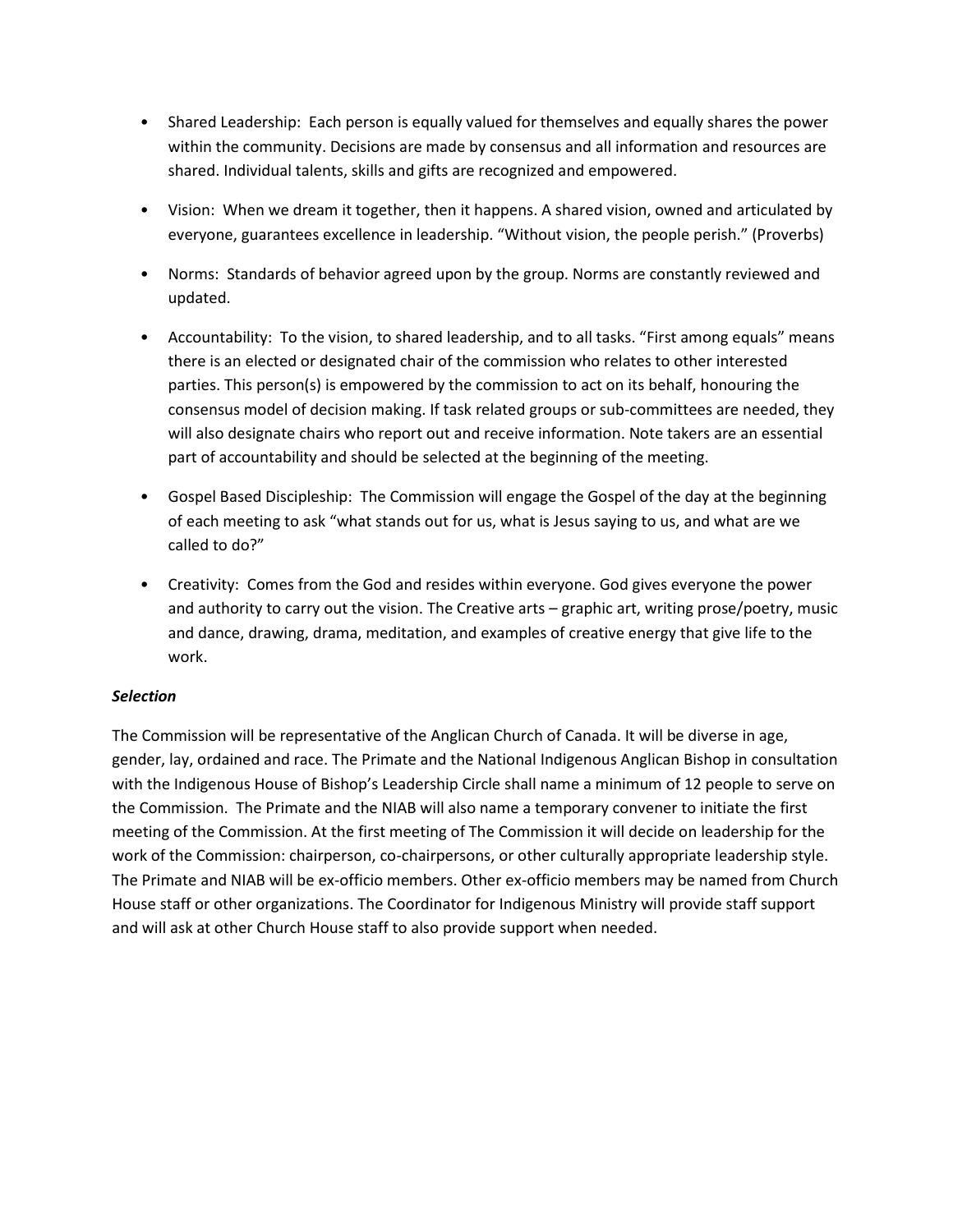- Shared Leadership: Each person is equally valued for themselves and equally shares the power within the community. Decisions are made by consensus and all information and resources are shared. Individual talents, skills and gifts are recognized and empowered.

- Vision: When we dream it together, then it happens. A shared vision, owned and articulated by everyone, guarantees excellence in leadership. "Without vision, the people perish." (Proverbs)

- Norms: Standards of behavior agreed upon by the group. Norms are constantly reviewed and updated.

- Accountability: To the vision, to shared leadership, and to all tasks. "First among equals" means there is an elected or designated chair of the commission who relates to other interested parties. This person(s) is empowered by the commission to act on its behalf, honouring the consensus model of decision making. If task related groups or sub-committees are needed, they will also designate chairs who report out and receive information. Note takers are an essential part of accountability and should be selected at the beginning of the meeting.

- Gospel Based Discipleship: The Commission will engage the Gospel of the day at the beginning of each meeting to ask "what stands out for us, what is Jesus saying to us, and what are we called to do?"

- Creativity: Comes from the God and resides within everyone. God gives everyone the power and authority to carry out the vision. The Creative arts – graphic art, writing prose/poetry, music and dance, drawing, drama, meditation, and examples of creative energy that give life to the work.

***Selection***

The Commission will be representative of the Anglican Church of Canada. It will be diverse in age, gender, lay, ordained and race. The Primate and the National Indigenous Anglican Bishop in consultation with the Indigenous House of Bishop's Leadership Circle shall name a minimum of 12 people to serve on the Commission. The Primate and the NIAB will also name a temporary convener to initiate the first meeting of the Commission. At the first meeting of The Commission it will decide on leadership for the work of the Commission: chairperson, co-chairpersons, or other culturally appropriate leadership style. The Primate and NIAB will be ex-officio members. Other ex-officio members may be named from Church House staff or other organizations. The Coordinator for Indigenous Ministry will provide staff support and will ask at other Church House staff to also provide support when needed.